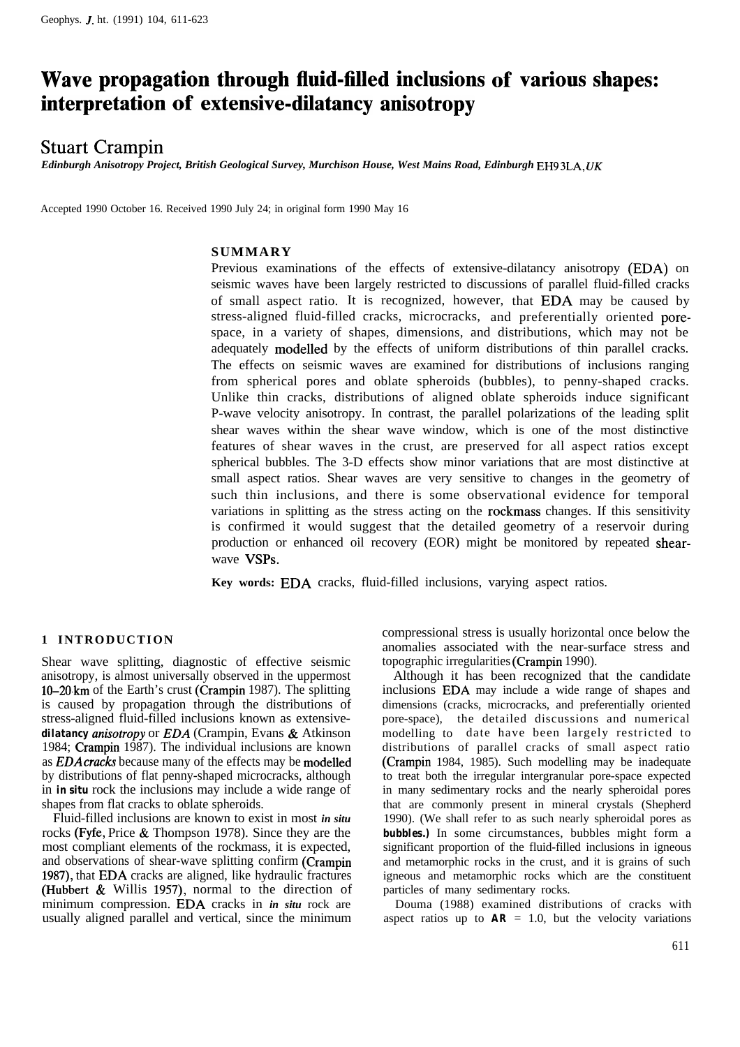# Wave propagation through fluid-filled inclusions of various shapes: interpretation of extensive-dilatancy anisotropy

Stuart Crampin

*Edinburgh Anisotropy Project, British Geological Survey, Murchison House, West Mains Road, Edinburgh EH9 3LA, UK*

Accepted 1990 October 16. Received 1990 July 24; in original form 1990 May 16

## SUMMARY

Previous examinations of the effects of extensive-dilatancy anisotropy (EDA) on seismic waves have been largely restricted to discussions of parallel fluid-filled cracks of small aspect ratio. It is recognized, however, that EDA may be caused by stress-aligned fluid-filled cracks, microcracks, and preferentially oriented pore-space, in a variety of shapes, dimensions, and distributions, which may not be adequately modelled by the effects of uniform distributions of thin parallel cracks. The effects on seismic waves are examined for distributions of inclusions ranging from spherical pores and oblate spheroids (bubbles), to penny-shaped cracks. Unlike thin cracks, distributions of aligned oblate spheroids induce significant P-wave velocity anisotropy. In contrast, the parallel polarizations of the leading split shear waves within the shear wave window, which is one of the most distinctive features of shear waves in the crust, are preserved for all aspect ratios except spherical bubbles. The 3-D effects show minor variations that are most distinctive at small aspect ratios. Shear waves are very sensitive to changes in the geometry of such thin inclusions, and there is some observational evidence for temporal variations in splitting as the stress acting on the rockmass changes. If this sensitivity is confirmed it would suggest that the detailed geometry of a reservoir during production or enhanced oil recovery (EOR) might be monitored by repeated shear-wave VSPs.

**Key words:** EDA cracks, fluid-filled inclusions, varying aspect ratios.

## 1 INTRODUCTION

Shear wave splitting, diagnostic of effective seismic anisotropy, is almost universally observed in the uppermost 10–20 km of the Earth's crust (Crampin 1987). The splitting is caused by propagation through the distributions of stress-aligned fluid-filled inclusions known as extensive-dilatancy *anisotropy* or *EDA* (Crampin, Evans & Atkinson 1984; Crampin 1987). The individual inclusions are known as *EDA cracks* because many of the effects may be modelled by distributions of flat penny-shaped microcracks, although in *in situ* rock the inclusions may include a wide range of shapes from flat cracks to oblate spheroids.

Fluid-filled inclusions are known to exist in most *in situ* rocks (Fyfe, Price & Thompson 1978). Since they are the most compliant elements of the rockmass, it is expected, and observations of shear-wave splitting confirm (Crampin 1987), that EDA cracks are aligned, like hydraulic fractures (Hubbert & Willis 1957), normal to the direction of minimum compression. EDA cracks in *in situ* rock are usually aligned parallel and vertical, since the minimum compressional stress is usually horizontal once below the anomalies associated with the near-surface stress and topographic irregularities (Crampin 1990).

Although it has been recognized that the candidate inclusions EDA may include a wide range of shapes and dimensions (cracks, microcracks, and preferentially oriented pore-space), the detailed discussions and numerical modelling to date have been largely restricted to distributions of parallel cracks of small aspect ratio (Crampin 1984, 1985). Such modelling may be inadequate to treat both the irregular intergranular pore-space expected in many sedimentary rocks and the nearly spheroidal pores that are commonly present in mineral crystals (Shepherd 1990). (We shall refer to as such nearly spheroidal pores as **bubbles.**) In some circumstances, bubbles might form a significant proportion of the fluid-filled inclusions in igneous and metamorphic rocks in the crust, and it is grains of such igneous and metamorphic rocks which are the constituent particles of many sedimentary rocks.

Douma (1988) examined distributions of cracks with aspect ratios up to **AR** = 1.0, but the velocity variations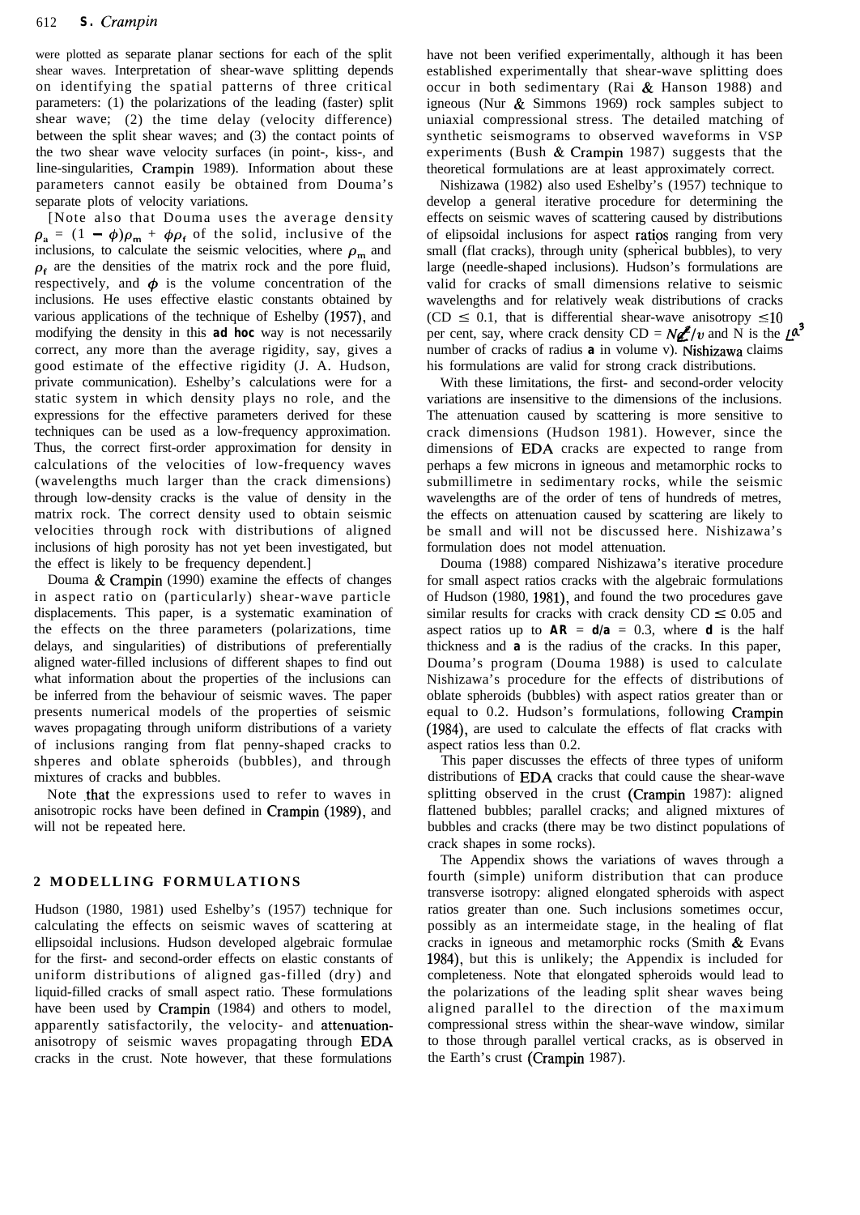were plotted as separate planar sections for each of the split shear waves. Interpretation of shear-wave splitting depends on identifying the spatial patterns of three critical parameters: (1) the polarizations of the leading (faster) split shear wave; (2) the time delay (velocity difference) between the split shear waves; and (3) the contact points of the two shear wave velocity surfaces (in point-, kiss-, and line-singularities, Crampin 1989). Information about these parameters cannot easily be obtained from Douma's separate plots of velocity variations.

[Note also that Douma uses the average density $\rho_a = (1 - \phi)\rho_m + \phi\rho_f$ of the solid, inclusive of the inclusions, to calculate the seismic velocities, where $\rho_m$ and $\rho_f$ are the densities of the matrix rock and the pore fluid, respectively, and $\phi$ is the volume concentration of the inclusions. He uses effective elastic constants obtained by various applications of the technique of Eshelby (1957), and modifying the density in this **ad hoc** way is not necessarily correct, any more than the average rigidity, say, gives a good estimate of the effective rigidity (J. A. Hudson, private communication). Eshelby's calculations were for a static system in which density plays no role, and the expressions for the effective parameters derived for these techniques can be used as a low-frequency approximation. Thus, the correct first-order approximation for density in calculations of the velocities of low-frequency waves (wavelengths much larger than the crack dimensions) through low-density cracks is the value of density in the matrix rock. The correct density used to obtain seismic velocities through rock with distributions of aligned inclusions of high porosity has not yet been investigated, but the effect is likely to be frequency dependent.]

Douma & Crampin (1990) examine the effects of changes in aspect ratio on (particularly) shear-wave particle displacements. This paper, is a systematic examination of the effects on the three parameters (polarizations, time delays, and singularities) of distributions of preferentially aligned water-filled inclusions of different shapes to find out what information about the properties of the inclusions can be inferred from the behaviour of seismic waves. The paper presents numerical models of the properties of seismic waves propagating through uniform distributions of a variety of inclusions ranging from flat penny-shaped cracks to shperes and oblate spheroids (bubbles), and through mixtures of cracks and bubbles.

Note that the expressions used to refer to waves in anisotropic rocks have been defined in Crampin (1989), and will not be repeated here.

## 2 MODELLING FORMULATIONS

Hudson (1980, 1981) used Eshelby's (1957) technique for calculating the effects on seismic waves of scattering at ellipsoidal inclusions. Hudson developed algebraic formulae for the first- and second-order effects on elastic constants of uniform distributions of aligned gas-filled (dry) and liquid-filled cracks of small aspect ratio. These formulations have been used by Crampin (1984) and others to model, apparently satisfactorily, the velocity- and attenuation-anisotropy of seismic waves propagating through EDA cracks in the crust. Note however, that these formulations have not been verified experimentally, although it has been established experimentally that shear-wave splitting does occur in both sedimentary (Rai & Hanson 1988) and igneous (Nur & Simmons 1969) rock samples subject to uniaxial compressional stress. The detailed matching of synthetic seismograms to observed waveforms in VSP experiments (Bush & Crampin 1987) suggests that the theoretical formulations are at least approximately correct.

Nishizawa (1982) also used Eshelby's (1957) technique to develop a general iterative procedure for determining the effects on seismic waves of scattering caused by distributions of elipsoidal inclusions for aspect ratios ranging from very small (flat cracks), through unity (spherical bubbles), to very large (needle-shaped inclusions). Hudson's formulations are valid for cracks of small dimensions relative to seismic wavelengths and for relatively weak distributions of cracks (CD $\leq$ 0.1, that is differential shear-wave anisotropy $\leq$10 per cent, say, where crack density CD = $Na^3/v$ and N is the number of cracks of radius **a** in volume v). Nishizawa claims his formulations are valid for strong crack distributions.

With these limitations, the first- and second-order velocity variations are insensitive to the dimensions of the inclusions. The attenuation caused by scattering is more sensitive to crack dimensions (Hudson 1981). However, since the dimensions of EDA cracks are expected to range from perhaps a few microns in igneous and metamorphic rocks to submillimetre in sedimentary rocks, while the seismic wavelengths are of the order of tens of hundreds of metres, the effects on attenuation caused by scattering are likely to be small and will not be discussed here. Nishizawa's formulation does not model attenuation.

Douma (1988) compared Nishizawa's iterative procedure for small aspect ratios cracks with the algebraic formulations of Hudson (1980, 1981), and found the two procedures gave similar results for cracks with crack density CD $\leq$ 0.05 and aspect ratios up to **AR** = **d/a** = 0.3, where **d** is the half thickness and **a** is the radius of the cracks. In this paper, Douma's program (Douma 1988) is used to calculate Nishizawa's procedure for the effects of distributions of oblate spheroids (bubbles) with aspect ratios greater than or equal to 0.2. Hudson's formulations, following Crampin (1984), are used to calculate the effects of flat cracks with aspect ratios less than 0.2.

This paper discusses the effects of three types of uniform distributions of EDA cracks that could cause the shear-wave splitting observed in the crust (Crampin 1987): aligned flattened bubbles; parallel cracks; and aligned mixtures of bubbles and cracks (there may be two distinct populations of crack shapes in some rocks).

The Appendix shows the variations of waves through a fourth (simple) uniform distribution that can produce transverse isotropy: aligned elongated spheroids with aspect ratios greater than one. Such inclusions sometimes occur, possibly as an intermeidate stage, in the healing of flat cracks in igneous and metamorphic rocks (Smith & Evans 1984), but this is unlikely; the Appendix is included for completeness. Note that elongated spheroids would lead to the polarizations of the leading split shear waves being aligned parallel to the direction of the maximum compressional stress within the shear-wave window, similar to those through parallel vertical cracks, as is observed in the Earth's crust (Crampin 1987).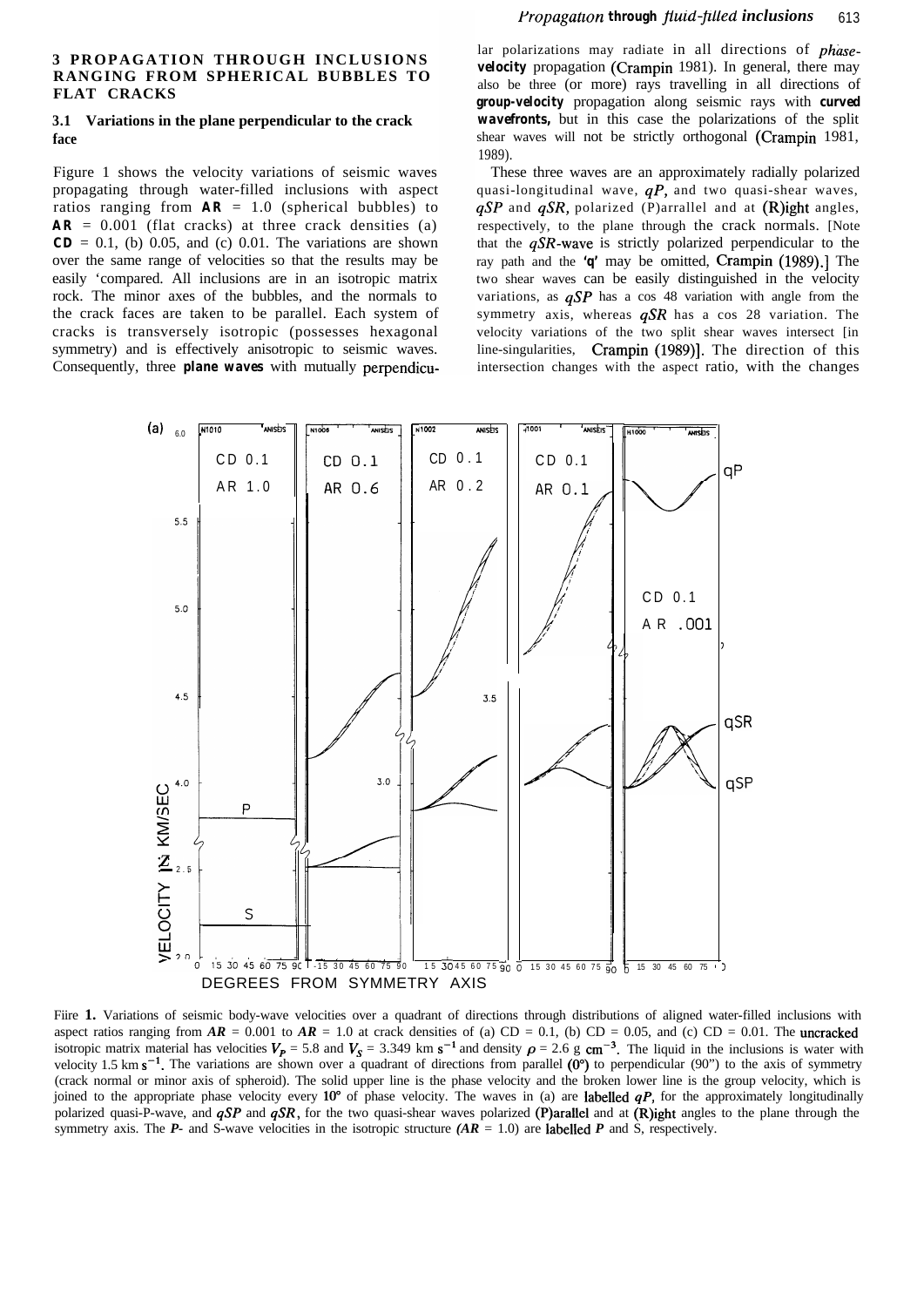## 3 PROPAGATION THROUGH INCLUSIONS RANGING FROM SPHERICAL BUBBLES TO FLAT CRACKS

### 3.1 Variations in the plane perpendicular to the crack face

Figure 1 shows the velocity variations of seismic waves propagating through water-filled inclusions with aspect ratios ranging from **AR** = 1.0 (spherical bubbles) to **AR** = 0.001 (flat cracks) at three crack densities (a) **CD** = 0.1, (b) 0.05, and (c) 0.01. The variations are shown over the same range of velocities so that the results may be easily 'compared. All inclusions are in an isotropic matrix rock. The minor axes of the bubbles, and the normals to the crack faces are taken to be parallel. Each system of cracks is transversely isotropic (possesses hexagonal symmetry) and is effectively anisotropic to seismic waves. Consequently, three **plane waves** with mutually perpendicular polarizations may radiate in all directions of *phase-velocity* propagation (Crampin 1981). In general, there may also be three (or more) rays travelling in all directions of **group-velocity** propagation along seismic rays with **curved wavefronts,** but in this case the polarizations of the split shear waves will not be strictly orthogonal (Crampin 1981, 1989).

These three waves are an approximately radially polarized quasi-longitudinal wave, $qP$, and two quasi-shear waves, $qSP$ and $qSR$, polarized (P)arrallel and at (R)ight angles, respectively, to the plane through the crack normals. [Note that the $qSR$-wave is strictly polarized perpendicular to the ray path and the **'q'** may be omitted, Crampin (1989).] The two shear waves can be easily distinguished in the velocity variations, as $qSP$ has a cos 4θ variation with angle from the symmetry axis, whereas $qSR$ has a cos 2θ variation. The velocity variations of the two split shear waves intersect [in line-singularities, Crampin (1989)]. The direction of this intersection changes with the aspect ratio, with the changes

Fiire **1.** Variations of seismic body-wave velocities over a quadrant of directions through distributions of aligned water-filled inclusions with aspect ratios ranging from $AR$ = 0.001 to $AR$ = 1.0 at crack densities of (a) CD = 0.1, (b) CD = 0.05, and (c) CD = 0.01. The uncracked isotropic matrix material has velocities $V_P$ = 5.8 and $V_S$ = 3.349 km $s^{-1}$ and density $\rho$ = 2.6 g $cm^{-3}$. The liquid in the inclusions is water with velocity 1.5 km $s^{-1}$. The variations are shown over a quadrant of directions from parallel (0°) to perpendicular (90") to the axis of symmetry (crack normal or minor axis of spheroid). The solid upper line is the phase velocity and the broken lower line is the group velocity, which is joined to the appropriate phase velocity every 10° of phase velocity. The waves in (a) are labelled $qP$, for the approximately longitudinally polarized quasi-P-wave, and $qSP$ and $qSR$, for the two quasi-shear waves polarized (P)arallel and at (R)ight angles to the plane through the symmetry axis. The $P$- and S-wave velocities in the isotropic structure ($AR$ = 1.0) are labelled $P$ and S, respectively.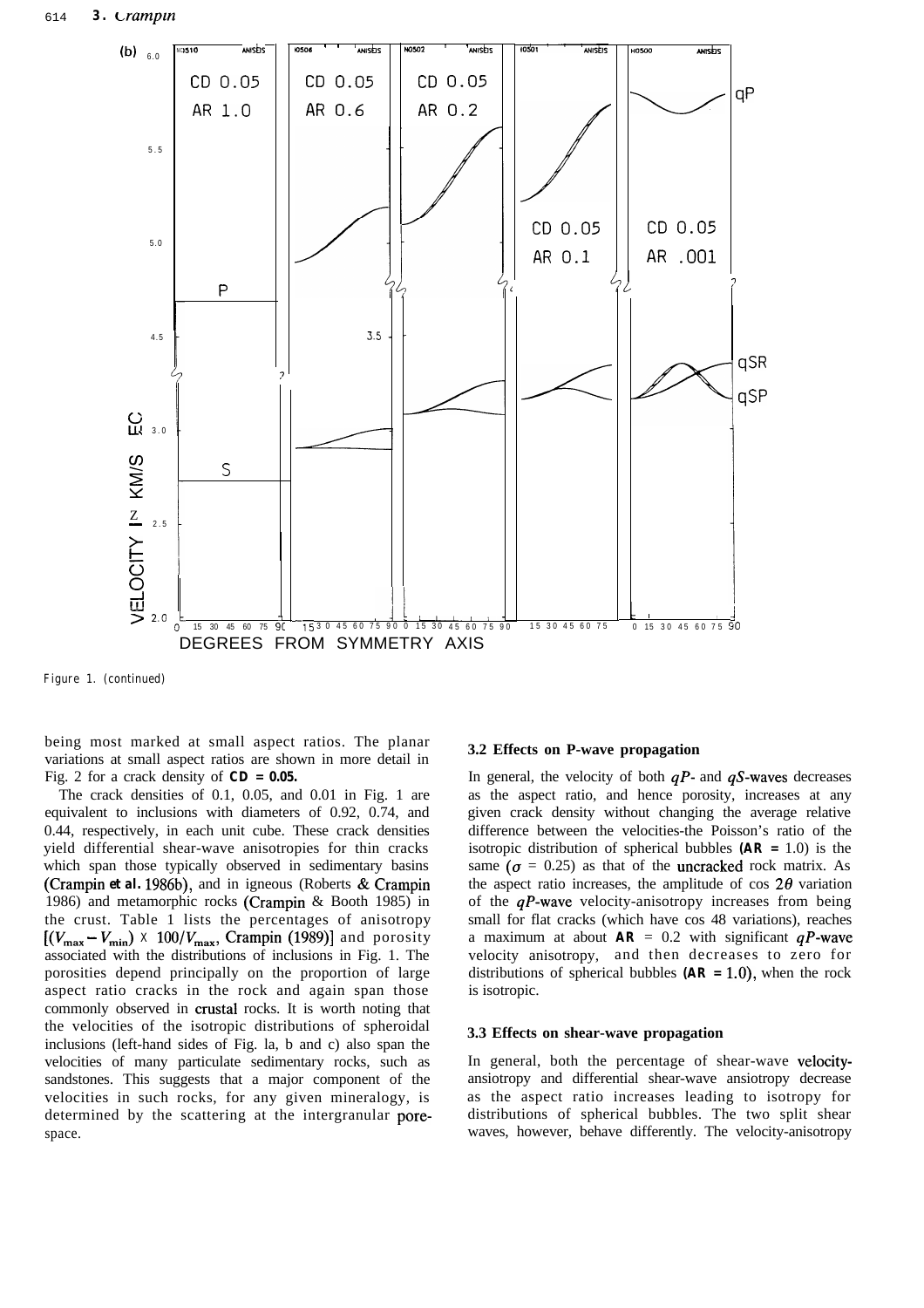Figure 1. (continued)

being most marked at small aspect ratios. The planar variations at small aspect ratios are shown in more detail in Fig. 2 for a crack density of **CD = 0.05.**

The crack densities of 0.1, 0.05, and 0.01 in Fig. 1 are equivalent to inclusions with diameters of 0.92, 0.74, and 0.44, respectively, in each unit cube. These crack densities yield differential shear-wave anisotropies for thin cracks which span those typically observed in sedimentary basins (Crampin *et al.* 1986b), and in igneous (Roberts & Crampin 1986) and metamorphic rocks (Crampin & Booth 1985) in the crust. Table 1 lists the percentages of anisotropy $[(V_{max} - V_{min}) \times 100/V_{max}$, Crampin (1989)] and porosity associated with the distributions of inclusions in Fig. 1. The porosities depend principally on the proportion of large aspect ratio cracks in the rock and again span those commonly observed in crustal rocks. It is worth noting that the velocities of the isotropic distributions of spheroidal inclusions (left-hand sides of Fig. la, b and c) also span the velocities of many particulate sedimentary rocks, such as sandstones. This suggests that a major component of the velocities in such rocks, for any given mineralogy, is determined by the scattering at the intergranular pore-space.

### 3.2 Effects on P-wave propagation

In general, the velocity of both $qP$- and $qS$-waves decreases as the aspect ratio, and hence porosity, increases at any given crack density without changing the average relative difference between the velocities-the Poisson's ratio of the isotropic distribution of spherical bubbles (**AR =** 1.0) is the same ($\sigma$ = 0.25) as that of the uncracked rock matrix. As the aspect ratio increases, the amplitude of cos $2\theta$ variation of the $qP$-wave velocity-anisotropy increases from being small for flat cracks (which have cos $4\theta$ variations), reaches a maximum at about **AR** = 0.2 with significant $qP$-wave velocity anisotropy, and then decreases to zero for distributions of spherical bubbles (**AR = 1.0**), when the rock is isotropic.

### 3.3 Effects on shear-wave propagation

In general, both the percentage of shear-wave velocity-ansiotropy and differential shear-wave ansiotropy decrease as the aspect ratio increases leading to isotropy for distributions of spherical bubbles. The two split shear waves, however, behave differently. The velocity-anisotropy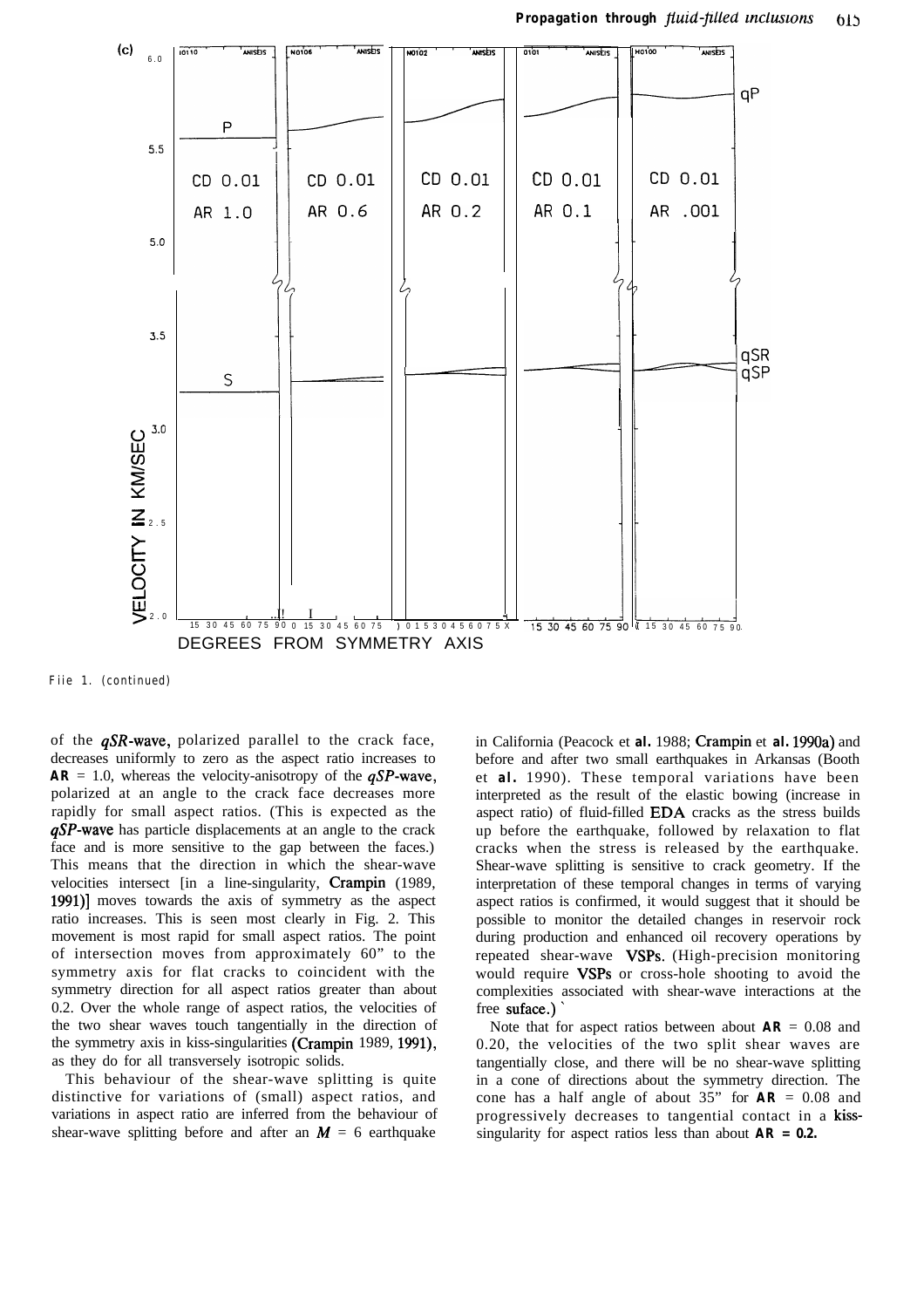Fiie 1. (continued)

of the $qSR$-wave, polarized parallel to the crack face, decreases uniformly to zero as the aspect ratio increases to **AR** = 1.0, whereas the velocity-anisotropy of the $qSP$-wave, polarized at an angle to the crack face decreases more rapidly for small aspect ratios. (This is expected as the $qSP$-wave has particle displacements at an angle to the crack face and is more sensitive to the gap between the faces.) This means that the direction in which the shear-wave velocities intersect [in a line-singularity, Crampin (1989, 1991)] moves towards the axis of symmetry as the aspect ratio increases. This is seen most clearly in Fig. 2. This movement is most rapid for small aspect ratios. The point of intersection moves from approximately 60" to the symmetry axis for flat cracks to coincident with the symmetry direction for all aspect ratios greater than about 0.2. Over the whole range of aspect ratios, the velocities of the two shear waves touch tangentially in the direction of the symmetry axis in kiss-singularities (Crampin 1989, 1991), as they do for all transversely isotropic solids.

This behaviour of the shear-wave splitting is quite distinctive for variations of (small) aspect ratios, and variations in aspect ratio are inferred from the behaviour of shear-wave splitting before and after an $M$ = 6 earthquake in California (Peacock et **al.** 1988; Crampin et **al.** 1990a) and before and after two small earthquakes in Arkansas (Booth et **al.** 1990). These temporal variations have been interpreted as the result of the elastic bowing (increase in aspect ratio) of fluid-filled EDA cracks as the stress builds up before the earthquake, followed by relaxation to flat cracks when the stress is released by the earthquake. Shear-wave splitting is sensitive to crack geometry. If the interpretation of these temporal changes in terms of varying aspect ratios is confirmed, it would suggest that it should be possible to monitor the detailed changes in reservoir rock during production and enhanced oil recovery operations by repeated shear-wave VSPs. (High-precision monitoring would require VSPs or cross-hole shooting to avoid the complexities associated with shear-wave interactions at the free suface.)

Note that for aspect ratios between about **AR** = 0.08 and 0.20, the velocities of the two split shear waves are tangentially close, and there will be no shear-wave splitting in a cone of directions about the symmetry direction. The cone has a half angle of about 35" for **AR** = 0.08 and progressively decreases to tangential contact in a kiss-singularity for aspect ratios less than about **AR = 0.2.**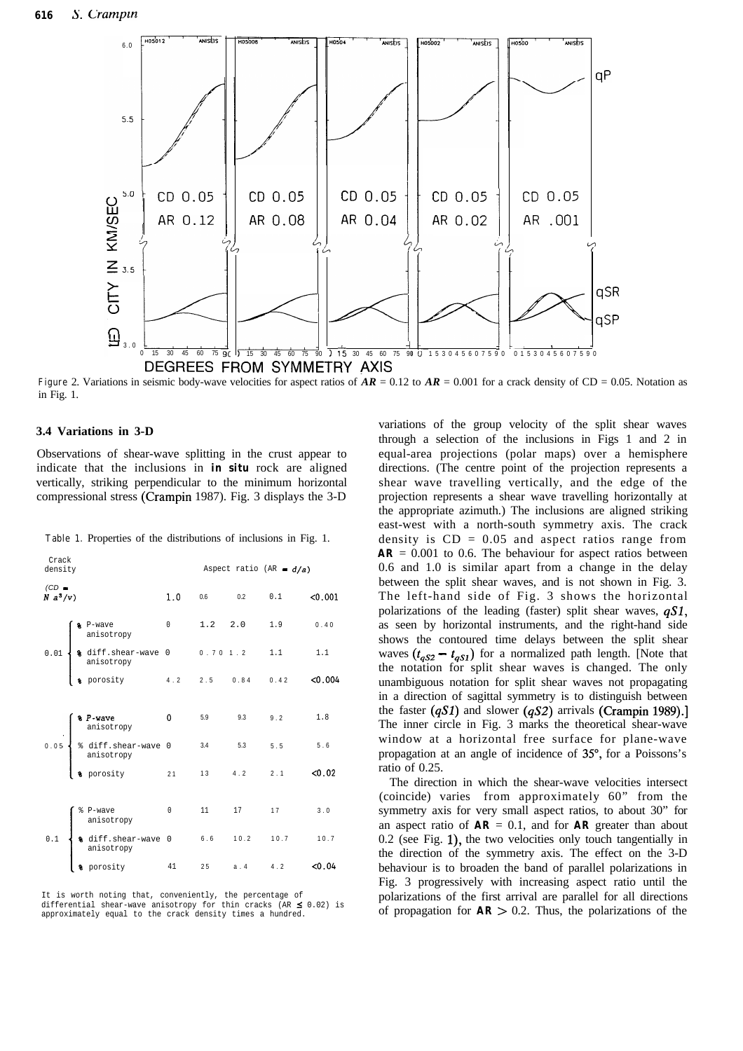Figure 2. Variations in seismic body-wave velocities for aspect ratios of $AR$ = 0.12 to $AR$ = 0.001 for a crack density of CD = 0.05. Notation as in Fig. 1.

### 3.4 Variations in 3-D

Observations of shear-wave splitting in the crust appear to indicate that the inclusions in **in situ** rock are aligned vertically, striking perpendicular to the minimum horizontal compressional stress (Crampin 1987). Fig. 3 displays the 3-D variations of the group velocity of the split shear waves through a selection of the inclusions in Figs 1 and 2 in equal-area projections (polar maps) over a hemisphere directions. (The centre point of the projection represents a shear wave travelling vertically, and the edge of the projection represents a shear wave travelling horizontally at the appropriate azimuth.) The inclusions are aligned striking east-west with a north-south symmetry axis. The crack density is CD = 0.05 and aspect ratios range from **AR** = 0.001 to 0.6. The behaviour for aspect ratios between 0.6 and 1.0 is similar apart from a change in the delay between the split shear waves, and is not shown in Fig. 3. The left-hand side of Fig. 3 shows the horizontal polarizations of the leading (faster) split shear waves, $qS1$, as seen by horizontal instruments, and the right-hand side shows the contoured time delays between the split shear waves $(t_{qS2} - t_{qS1})$ for a normalized path length. [Note that the notation for split shear waves is changed. The only unambiguous notation for split shear waves not propagating in a direction of sagittal symmetry is to distinguish between the faster $(qS1)$ and slower $(qS2)$ arrivals (Crampin 1989).] The inner circle in Fig. 3 marks the theoretical shear-wave window at a horizontal free surface for plane-wave propagation at an angle of incidence of 35°, for a Poissons's ratio of 0.25.

Table 1. Properties of the distributions of inclusions in Fig. 1.

| Crack density ($CD = N a^3/v$) | | Aspect ratio ($AR = d/a$) | | | | |
|---|---|---|---|---|---|---|
| | | 1.0 | 0.6 | 0.2 | 0.1 | <0.001 |
| 0.01 | % P-wave anisotropy | 0 | 1.2 | 2.0 | 1.9 | 0.40 |
| | % diff. shear-wave anisotropy | 0 | 0.70 | 1.2 | 1.1 | 1.1 |
| | % porosity | 4.2 | 2.5 | 0.84 | 0.42 | <0.004 |
| 0.05 | % P-wave anisotropy | 0 | 5.9 | 9.3 | 9.2 | 1.8 |
| | % diff. shear-wave anisotropy | 0 | 3.4 | 5.3 | 5.5 | 5.6 |
| | % porosity | 21 | 13 | 4.2 | 2.1 | <0.02 |
| 0.1 | % P-wave anisotropy | 0 | 11 | 17 | 17 | 3.0 |
| | % diff. shear-wave anisotropy | 0 | 6.6 | 10.2 | 10.7 | 10.7 |
| | % porosity | 41 | 25 | 8.4 | 4.2 | <0.04 |

It is worth noting that, conveniently, the percentage of differential shear-wave anisotropy for thin cracks (AR ≤ 0.02) is approximately equal to the crack density times a hundred.

The direction in which the shear-wave velocities intersect (coincide) varies from approximately 60° from the symmetry axis for very small aspect ratios, to about 30° for an aspect ratio of **AR** = 0.1, and for **AR** greater than about 0.2 (see Fig. 1), the two velocities only touch tangentially in the direction of the symmetry axis. The effect on the 3-D behaviour is to broaden the band of parallel polarizations in Fig. 3 progressively with increasing aspect ratio until the polarizations of the first arrival are parallel for all directions of propagation for **AR** > 0.2. Thus, the polarizations of the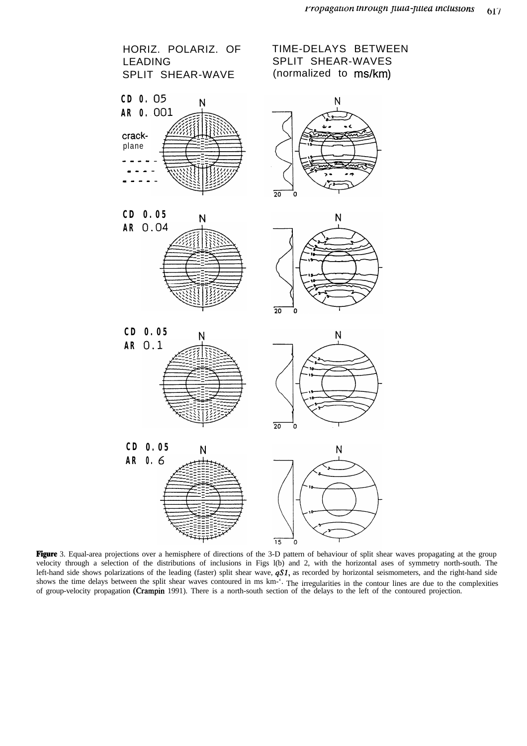HORIZ. POLARIZ. OF LEADING SPLIT SHEAR-WAVE

TIME-DELAYS BETWEEN SPLIT SHEAR-WAVES (normalized to ms/km)

CD 0.05
AR 0.001

crack-plane

CD 0.05
AR 0.04

CD 0.05
AR 0.1

CD 0.05
AR 0.6

**Figure** 3. Equal-area projections over a hemisphere of directions of the 3-D pattern of behaviour of split shear waves propagating at the group velocity through a selection of the distributions of inclusions in Figs 1(b) and 2, with the horizontal axes of symmetry north-south. The left-hand side shows polarizations of the leading (faster) split shear wave, *qS1*, as recorded by horizontal seismometers, and the right-hand side shows the time delays between the split shear waves contoured in ms $km^{-1}$. The irregularities in the contour lines are due to the complexities of group-velocity propagation (Crampin 1991). There is a north-south section of the delays to the left of the contoured projection.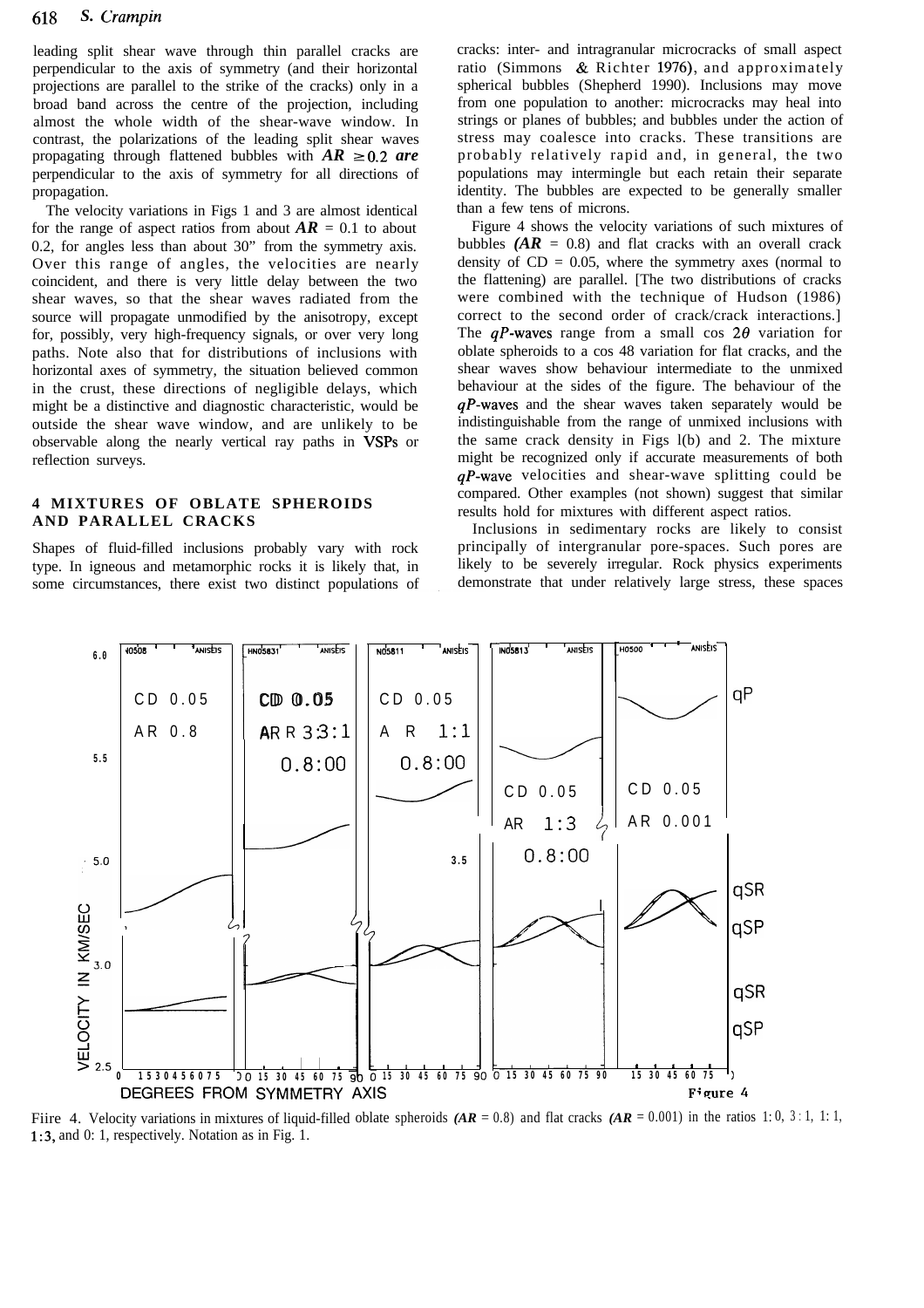leading split shear wave through thin parallel cracks are perpendicular to the axis of symmetry (and their horizontal projections are parallel to the strike of the cracks) only in a broad band across the centre of the projection, including almost the whole width of the shear-wave window. In contrast, the polarizations of the leading split shear waves propagating through flattened bubbles with $AR \geq 0.2$ *are* perpendicular to the axis of symmetry for all directions of propagation.

The velocity variations in Figs 1 and 3 are almost identical for the range of aspect ratios from about $AR = 0.1$ to about 0.2, for angles less than about 30° from the symmetry axis. Over this range of angles, the velocities are nearly coincident, and there is very little delay between the two shear waves, so that the shear waves radiated from the source will propagate unmodified by the anisotropy, except for, possibly, very high-frequency signals, or over very long paths. Note also that for distributions of inclusions with horizontal axes of symmetry, the situation believed common in the crust, these directions of negligible delays, which might be a distinctive and diagnostic characteristic, would be outside the shear wave window, and are unlikely to be observable along the nearly vertical ray paths in VSPs or reflection surveys.

## 4 MIXTURES OF OBLATE SPHEROIDS AND PARALLEL CRACKS

Shapes of fluid-filled inclusions probably vary with rock type. In igneous and metamorphic rocks it is likely that, in some circumstances, there exist two distinct populations of cracks: inter- and intragranular microcracks of small aspect ratio (Simmons & Richter 1976), and approximately spherical bubbles (Shepherd 1990). Inclusions may move from one population to another: microcracks may heal into strings or planes of bubbles; and bubbles under the action of stress may coalesce into cracks. These transitions are probably relatively rapid and, in general, the two populations may intermingle but each retain their separate identity. The bubbles are expected to be generally smaller than a few tens of microns.

Figure 4 shows the velocity variations of such mixtures of bubbles ($AR = 0.8$) and flat cracks with an overall crack density of CD = 0.05, where the symmetry axes (normal to the flattening) are parallel. [The two distributions of cracks were combined with the technique of Hudson (1986) correct to the second order of crack/crack interactions.] The *qP*-waves range from a small $\cos 2\theta$ variation for oblate spheroids to a $\cos 4\theta$ variation for flat cracks, and the shear waves show behaviour intermediate to the unmixed behaviour at the sides of the figure. The behaviour of the *qP*-waves and the shear waves taken separately would be indistinguishable from the range of unmixed inclusions with the same crack density in Figs 1(b) and 2. The mixture might be recognized only if accurate measurements of both *qP*-wave velocities and shear-wave splitting could be compared. Other examples (not shown) suggest that similar results hold for mixtures with different aspect ratios.

Inclusions in sedimentary rocks are likely to consist principally of intergranular pore-spaces. Such pores are likely to be severely irregular. Rock physics experiments demonstrate that under relatively large stress, these spaces

Figure 4. Velocity variations in mixtures of liquid-filled oblate spheroids ($AR = 0.8$) and flat cracks ($AR = 0.001$) in the ratios 1:0, 3:1, 1:1, 1:3, and 0:1, respectively. Notation as in Fig. 1.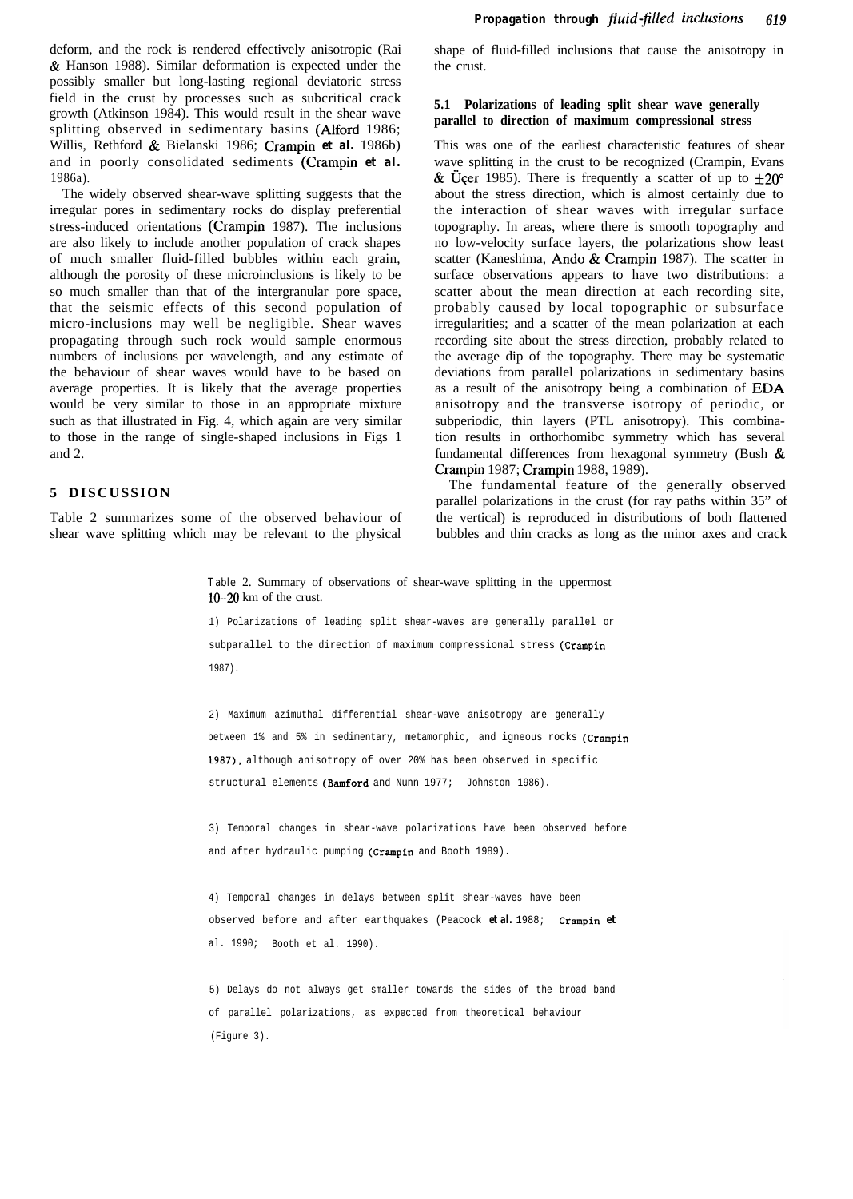deform, and the rock is rendered effectively anisotropic (Rai & Hanson 1988). Similar deformation is expected under the possibly smaller but long-lasting regional deviatoric stress field in the crust by processes such as subcritical crack growth (Atkinson 1984). This would result in the shear wave splitting observed in sedimentary basins (Alford 1986; Willis, Rethford & Bielanski 1986; Crampin *et al.* 1986b) and in poorly consolidated sediments (Crampin *et al.* 1986a).

The widely observed shear-wave splitting suggests that the irregular pores in sedimentary rocks do display preferential stress-induced orientations (Crampin 1987). The inclusions are also likely to include another population of crack shapes of much smaller fluid-filled bubbles within each grain, although the porosity of these microinclusions is likely to be so much smaller than that of the intergranular pore space, that the seismic effects of this second population of micro-inclusions may well be negligible. Shear waves propagating through such rock would sample enormous numbers of inclusions per wavelength, and any estimate of the behaviour of shear waves would have to be based on average properties. It is likely that the average properties would be very similar to those in an appropriate mixture such as that illustrated in Fig. 4, which again are very similar to those in the range of single-shaped inclusions in Figs 1 and 2.

## 5 DISCUSSION

Table 2 summarizes some of the observed behaviour of shear wave splitting which may be relevant to the physical shape of fluid-filled inclusions that cause the anisotropy in the crust.

### 5.1 Polarizations of leading split shear wave generally parallel to direction of maximum compressional stress

This was one of the earliest characteristic features of shear wave splitting in the crust to be recognized (Crampin, Evans & Üçer 1985). There is frequently a scatter of up to $\pm 20°$ about the stress direction, which is almost certainly due to the interaction of shear waves with irregular surface topography. In areas, where there is smooth topography and no low-velocity surface layers, the polarizations show least scatter (Kaneshima, Ando & Crampin 1987). The scatter in surface observations appears to have two distributions: a scatter about the mean direction at each recording site, probably caused by local topographic or subsurface irregularities; and a scatter of the mean polarization at each recording site about the stress direction, probably related to the average dip of the topography. There may be systematic deviations from parallel polarizations in sedimentary basins as a result of the anisotropy being a combination of EDA anisotropy and the transverse isotropy of periodic, or subperiodic, thin layers (PTL anisotropy). This combination results in orthorhomibc symmetry which has several fundamental differences from hexagonal symmetry (Bush & Crampin 1987; Crampin 1988, 1989).

The fundamental feature of the generally observed parallel polarizations in the crust (for ray paths within 35° of the vertical) is reproduced in distributions of both flattened bubbles and thin cracks as long as the minor axes and crack

Table 2. Summary of observations of shear-wave splitting in the uppermost 10–20 km of the crust.

1) Polarizations of leading split shear-waves are generally parallel or subparallel to the direction of maximum compressional stress (Crampin 1987).

2) Maximum azimuthal differential shear-wave anisotropy are generally between 1% and 5% in sedimentary, metamorphic, and igneous rocks (Crampin 1987), although anisotropy of over 20% has been observed in specific structural elements (Bamford and Nunn 1977; Johnston 1986).

3) Temporal changes in shear-wave polarizations have been observed before and after hydraulic pumping (Crampin and Booth 1989).

4) Temporal changes in delays between split shear-waves have been observed before and after earthquakes (Peacock *et al.* 1988; Crampin *et al.* 1990; Booth et al. 1990).

5) Delays do not always get smaller towards the sides of the broad band of parallel polarizations, as expected from theoretical behaviour (Figure 3).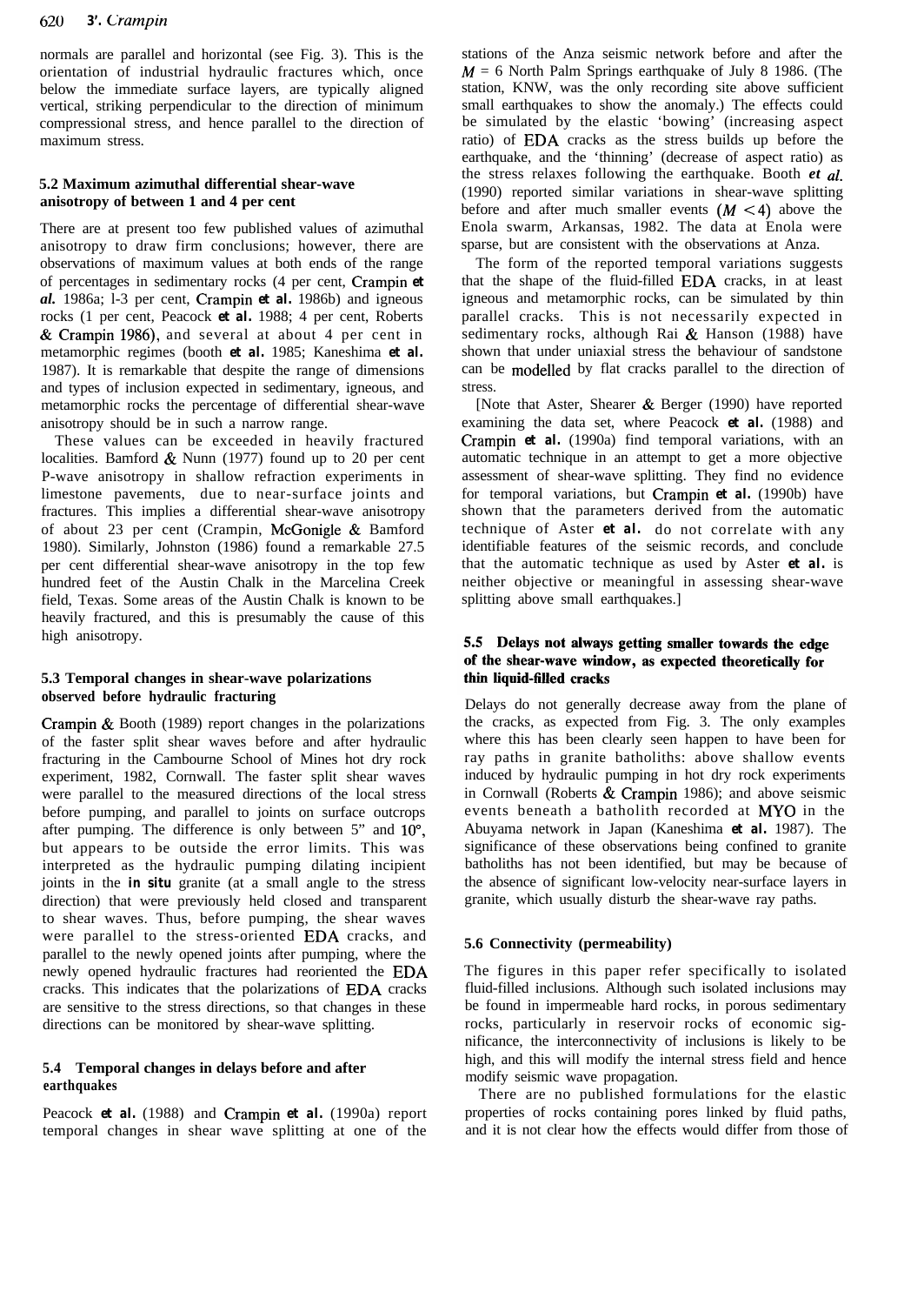normals are parallel and horizontal (see Fig. 3). This is the orientation of industrial hydraulic fractures which, once below the immediate surface layers, are typically aligned vertical, striking perpendicular to the direction of minimum compressional stress, and hence parallel to the direction of maximum stress.

### 5.2 Maximum azimuthal differential shear-wave anisotropy of between 1 and 4 per cent

There are at present too few published values of azimuthal anisotropy to draw firm conclusions; however, there are observations of maximum values at both ends of the range of percentages in sedimentary rocks (4 per cent, Crampin *et al.* 1986a; l-3 per cent, Crampin *et al.* 1986b) and igneous rocks (1 per cent, Peacock *et al.* 1988; 4 per cent, Roberts & Crampin 1986), and several at about 4 per cent in metamorphic regimes (booth *et al.* 1985; Kaneshima *et al.* 1987). It is remarkable that despite the range of dimensions and types of inclusion expected in sedimentary, igneous, and metamorphic rocks the percentage of differential shear-wave anisotropy should be in such a narrow range.

These values can be exceeded in heavily fractured localities. Bamford & Nunn (1977) found up to 20 per cent P-wave anisotropy in shallow refraction experiments in limestone pavements, due to near-surface joints and fractures. This implies a differential shear-wave anisotropy of about 23 per cent (Crampin, McGonigle & Bamford 1980). Similarly, Johnston (1986) found a remarkable 27.5 per cent differential shear-wave anisotropy in the top few hundred feet of the Austin Chalk in the Marcelina Creek field, Texas. Some areas of the Austin Chalk is known to be heavily fractured, and this is presumably the cause of this high anisotropy.

### 5.3 Temporal changes in shear-wave polarizations observed before hydraulic fracturing

Crampin & Booth (1989) report changes in the polarizations of the faster split shear waves before and after hydraulic fracturing in the Cambourne School of Mines hot dry rock experiment, 1982, Cornwall. The faster split shear waves were parallel to the measured directions of the local stress before pumping, and parallel to joints on surface outcrops after pumping. The difference is only between 5° and 10°, but appears to be outside the error limits. This was interpreted as the hydraulic pumping dilating incipient joints in the *in situ* granite (at a small angle to the stress direction) that were previously held closed and transparent to shear waves. Thus, before pumping, the shear waves were parallel to the stress-oriented EDA cracks, and parallel to the newly opened joints after pumping, where the newly opened hydraulic fractures had reoriented the EDA cracks. This indicates that the polarizations of EDA cracks are sensitive to the stress directions, so that changes in these directions can be monitored by shear-wave splitting.

### 5.4 Temporal changes in delays before and after earthquakes

Peacock *et al.* (1988) and Crampin *et al.* (1990a) report temporal changes in shear wave splitting at one of the stations of the Anza seismic network before and after the $M = 6$ North Palm Springs earthquake of July 8 1986. (The station, KNW, was the only recording site above sufficient small earthquakes to show the anomaly.) The effects could be simulated by the elastic 'bowing' (increasing aspect ratio) of EDA cracks as the stress builds up before the earthquake, and the 'thinning' (decrease of aspect ratio) as the stress relaxes following the earthquake. Booth *et al.* (1990) reported similar variations in shear-wave splitting before and after much smaller events ($M < 4$) above the Enola swarm, Arkansas, 1982. The data at Enola were sparse, but are consistent with the observations at Anza.

The form of the reported temporal variations suggests that the shape of the fluid-filled EDA cracks, in at least igneous and metamorphic rocks, can be simulated by thin parallel cracks. This is not necessarily expected in sedimentary rocks, although Rai & Hanson (1988) have shown that under uniaxial stress the behaviour of sandstone can be modelled by flat cracks parallel to the direction of stress.

[Note that Aster, Shearer & Berger (1990) have reported examining the data set, where Peacock *et al.* (1988) and Crampin *et al.* (1990a) find temporal variations, with an automatic technique in an attempt to get a more objective assessment of shear-wave splitting. They find no evidence for temporal variations, but Crampin *et al.* (1990b) have shown that the parameters derived from the automatic technique of Aster *et al.* do not correlate with any identifiable features of the seismic records, and conclude that the automatic technique as used by Aster *et al.* is neither objective or meaningful in assessing shear-wave splitting above small earthquakes.]

### 5.5 Delays not always getting smaller towards the edge of the shear-wave window, as expected theoretically for thin liquid-filled cracks

Delays do not generally decrease away from the plane of the cracks, as expected from Fig. 3. The only examples where this has been clearly seen happen to have been for ray paths in granite batholiths: above shallow events induced by hydraulic pumping in hot dry rock experiments in Cornwall (Roberts & Crampin 1986); and above seismic events beneath a batholith recorded at MYO in the Abuyama network in Japan (Kaneshima *et al.* 1987). The significance of these observations being confined to granite batholiths has not been identified, but may be because of the absence of significant low-velocity near-surface layers in granite, which usually disturb the shear-wave ray paths.

### 5.6 Connectivity (permeability)

The figures in this paper refer specifically to isolated fluid-filled inclusions. Although such isolated inclusions may be found in impermeable hard rocks, in porous sedimentary rocks, particularly in reservoir rocks of economic significance, the interconnectivity of inclusions is likely to be high, and this will modify the internal stress field and hence modify seismic wave propagation.

There are no published formulations for the elastic properties of rocks containing pores linked by fluid paths, and it is not clear how the effects would differ from those of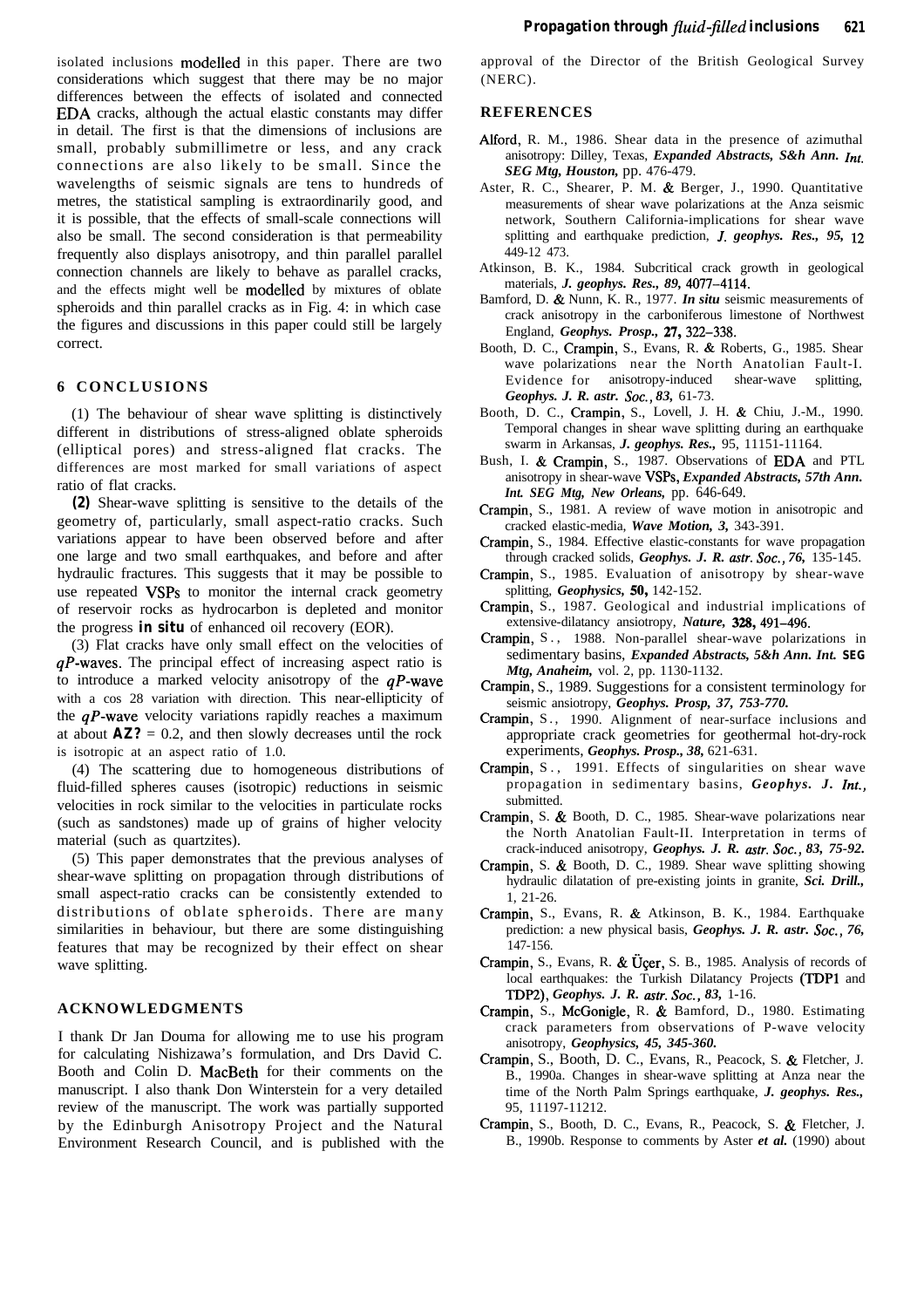isolated inclusions modelled in this paper. There are two considerations which suggest that there may be no major differences between the effects of isolated and connected EDA cracks, although the actual elastic constants may differ in detail. The first is that the dimensions of inclusions are small, probably submillimetre or less, and any crack connections are also likely to be small. Since the wavelengths of seismic signals are tens to hundreds of metres, the statistical sampling is extraordinarily good, and it is possible, that the effects of small-scale connections will also be small. The second consideration is that permeability frequently also displays anisotropy, and thin parallel parallel connection channels are likely to behave as parallel cracks, and the effects might well be modelled by mixtures of oblate spheroids and thin parallel cracks as in Fig. 4: in which case the figures and discussions in this paper could still be largely correct.

## 6 CONCLUSIONS

(1) The behaviour of shear wave splitting is distinctively different in distributions of stress-aligned oblate spheroids (elliptical pores) and stress-aligned flat cracks. The differences are most marked for small variations of aspect ratio of flat cracks.

**(2)** Shear-wave splitting is sensitive to the details of the geometry of, particularly, small aspect-ratio cracks. Such variations appear to have been observed before and after one large and two small earthquakes, and before and after hydraulic fractures. This suggests that it may be possible to use repeated VSPs to monitor the internal crack geometry of reservoir rocks as hydrocarbon is depleted and monitor the progress ***in situ*** of enhanced oil recovery (EOR).

(3) Flat cracks have only small effect on the velocities of *qP*-waves. The principal effect of increasing aspect ratio is to introduce a marked velocity anisotropy of the *qP*-wave with a cos 2θ variation with direction. This near-ellipticity of the *qP*-wave velocity variations rapidly reaches a maximum at about **AZ?** = 0.2, and then slowly decreases until the rock is isotropic at an aspect ratio of 1.0.

(4) The scattering due to homogeneous distributions of fluid-filled spheres causes (isotropic) reductions in seismic velocities in rock similar to the velocities in particulate rocks (such as sandstones) made up of grains of higher velocity material (such as quartzites).

(5) This paper demonstrates that the previous analyses of shear-wave splitting on propagation through distributions of small aspect-ratio cracks can be consistently extended to distributions of oblate spheroids. There are many similarities in behaviour, but there are some distinguishing features that may be recognized by their effect on shear wave splitting.

## ACKNOWLEDGMENTS

I thank Dr Jan Douma for allowing me to use his program for calculating Nishizawa's formulation, and Drs David C. Booth and Colin D. MacBeth for their comments on the manuscript. I also thank Don Winterstein for a very detailed review of the manuscript. The work was partially supported by the Edinburgh Anisotropy Project and the Natural Environment Research Council, and is published with the approval of the Director of the British Geological Survey (NERC).

## REFERENCES

Alford, R. M., 1986. Shear data in the presence of azimuthal anisotropy: Dilley, Texas, ***Expanded Abstracts, S&h Ann. Int. SEG Mtg, Houston,*** pp. 476-479.

Aster, R. C., Shearer, P. M. & Berger, J., 1990. Quantitative measurements of shear wave polarizations at the Anza seismic network, Southern California-implications for shear wave splitting and earthquake prediction, ***J. geophys. Res., 95,*** 12 449-12 473.

Atkinson, B. K., 1984. Subcritical crack growth in geological materials, ***J. geophys. Res., 89,*** 4077–4114.

Bamford, D. & Nunn, K. R., 1977. ***In situ*** seismic measurements of crack anisotropy in the carboniferous limestone of Northwest England, ***Geophys. Prosp., 27,*** 322–338.

Booth, D. C., Crampin, S., Evans, R. & Roberts, G., 1985. Shear wave polarizations near the North Anatolian Fault-I. Evidence for anisotropy-induced shear-wave splitting, ***Geophys. J. R. astr. Soc., 83,*** 61-73.

Booth, D. C., Crampin, S., Lovell, J. H. & Chiu, J.-M., 1990. Temporal changes in shear wave splitting during an earthquake swarm in Arkansas, ***J. geophys. Res.,*** 95, 11151-11164.

Bush, I. & Crampin, S., 1987. Observations of EDA and PTL anisotropy in shear-wave VSPs, ***Expanded Abstracts, 57th Ann. Int. SEG Mtg, New Orleans,*** pp. 646-649.

Crampin, S., 1981. A review of wave motion in anisotropic and cracked elastic-media, ***Wave Motion, 3,*** 343-391.

Crampin, S., 1984. Effective elastic-constants for wave propagation through cracked solids, ***Geophys. J. R. astr. Soc., 76,*** 135-145.

Crampin, S., 1985. Evaluation of anisotropy by shear-wave splitting, ***Geophysics, 50,*** 142-152.

Crampin, S., 1987. Geological and industrial implications of extensive-dilatancy ansiotropy, ***Nature, 328,*** 491–496.

Crampin, S., 1988. Non-parallel shear-wave polarizations in sedimentary basins, ***Expanded Abstracts, 5&h Ann. Int. SEG Mtg, Anaheim,*** vol. 2, pp. 1130-1132.

Crampin, S., 1989. Suggestions for a consistent terminology for seismic ansiotropy, ***Geophys. Prosp, 37, 753-770.***

Crampin, S., 1990. Alignment of near-surface inclusions and appropriate crack geometries for geothermal hot-dry-rock experiments, ***Geophys. Prosp., 38,*** 621-631.

Crampin, S., 1991. Effects of singularities on shear wave propagation in sedimentary basins, ***Geophys. J. Int.,*** submitted.

Crampin, S. & Booth, D. C., 1985. Shear-wave polarizations near the North Anatolian Fault-II. Interpretation in terms of crack-induced anisotropy, ***Geophys. J. R. astr. Soc., 83, 75-92.***

Crampin, S. & Booth, D. C., 1989. Shear wave splitting showing hydraulic dilatation of pre-existing joints in granite, ***Sci. Drill.,*** 1, 21-26.

Crampin, S., Evans, R. & Atkinson, B. K., 1984. Earthquake prediction: a new physical basis, ***Geophys. J. R. astr. Soc., 76,*** 147-156.

Crampin, S., Evans, R. & Üçer, S. B., 1985. Analysis of records of local earthquakes: the Turkish Dilatancy Projects (TDP1 and TDP2), ***Geophys. J. R. astr. Soc., 83,*** 1-16.

Crampin, S., McGonigle, R. & Bamford, D., 1980. Estimating crack parameters from observations of P-wave velocity anisotropy, ***Geophysics, 45, 345-360.***

Crampin, S., Booth, D. C., Evans, R., Peacock, S. & Fletcher, J. B., 1990a. Changes in shear-wave splitting at Anza near the time of the North Palm Springs earthquake, ***J. geophys. Res.,*** 95, 11197-11212.

Crampin, S., Booth, D. C., Evans, R., Peacock, S. & Fletcher, J. B., 1990b. Response to comments by Aster ***et al.*** (1990) about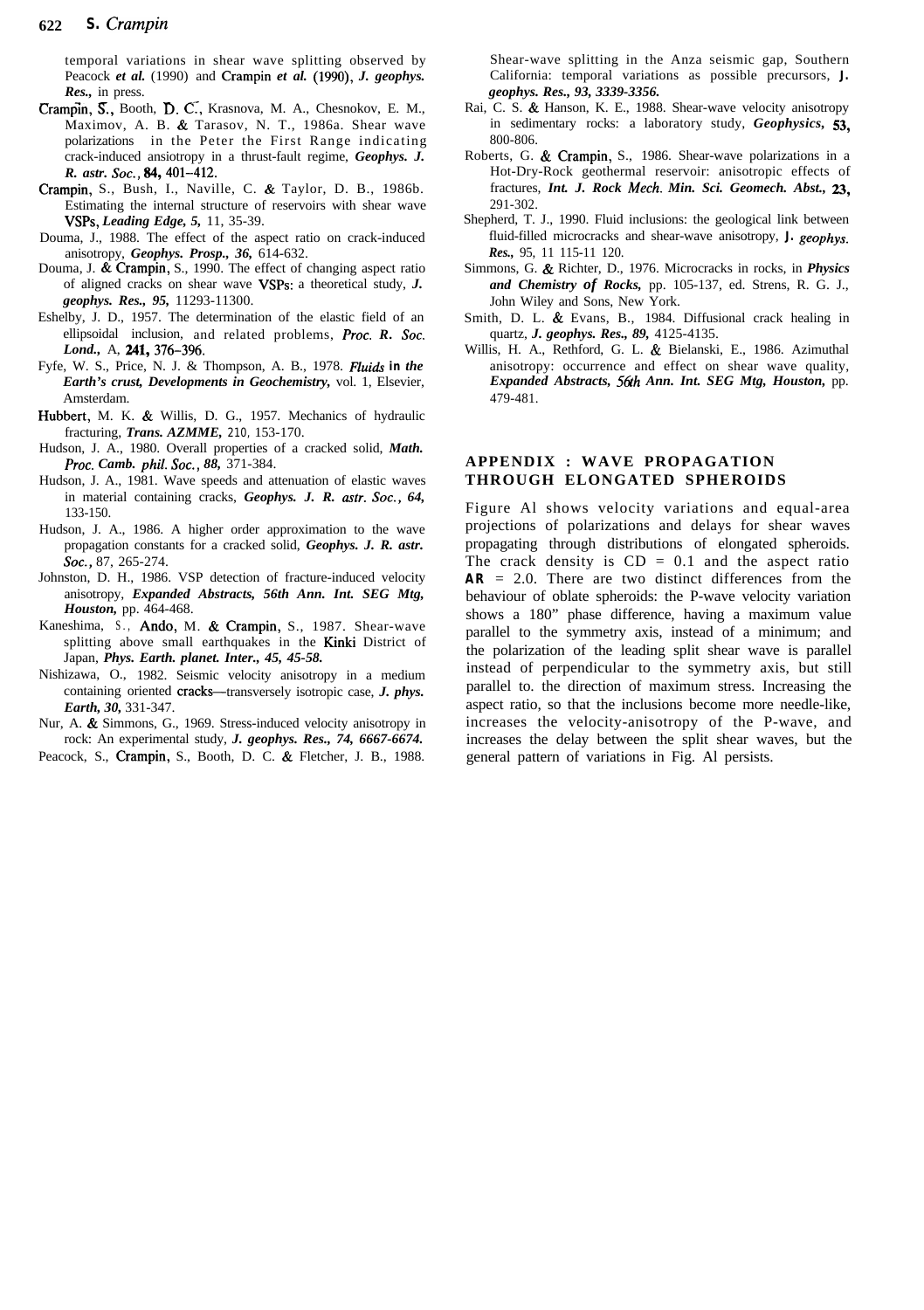temporal variations in shear wave splitting observed by Peacock *et al.* (1990) and Crampin *et al.* (1990), *J. geophys. Res.*, in press.

Crampin, S., Booth, D. C., Krasnova, M. A., Chesnokov, E. M., Maximov, A. B. & Tarasov, N. T., 1986a. Shear wave polarizations in the Peter the First Range indicating crack-induced ansiotropy in a thrust-fault regime, *Geophys. J. R. astr. Soc.*, **84**, 401–412.

Crampin, S., Bush, I., Naville, C. & Taylor, D. B., 1986b. Estimating the internal structure of reservoirs with shear wave VSPs, *Leading Edge*, *5*, 11, 35-39.

Douma, J., 1988. The effect of the aspect ratio on crack-induced anisotropy, *Geophys. Prosp.*, *36*, 614-632.

Douma, J. & Crampin, S., 1990. The effect of changing aspect ratio of aligned cracks on shear wave VSPs: a theoretical study, *J. geophys. Res.*, *95*, 11293-11300.

Eshelby, J. D., 1957. The determination of the elastic field of an ellipsoidal inclusion, and related problems, *Proc. R. Soc. Lond.*, A, **241**, 376–396.

Fyfe, W. S., Price, N. J. & Thompson, A. B., 1978. *Fluids in the Earth's crust, Developments in Geochemistry*, vol. 1, Elsevier, Amsterdam.

Hubbert, M. K. & Willis, D. G., 1957. Mechanics of hydraulic fracturing, *Trans. AZMME*, 210, 153-170.

Hudson, J. A., 1980. Overall properties of a cracked solid, *Math. Proc. Camb. phil. Soc.*, *88*, 371-384.

Hudson, J. A., 1981. Wave speeds and attenuation of elastic waves in material containing cracks, *Geophys. J. R. astr. Soc.*, *64*, 133-150.

Hudson, J. A., 1986. A higher order approximation to the wave propagation constants for a cracked solid, *Geophys. J. R. astr. Soc.*, 87, 265-274.

Johnston, D. H., 1986. VSP detection of fracture-induced velocity anisotropy, *Expanded Abstracts, 56th Ann. Int. SEG Mtg, Houston*, pp. 464-468.

Kaneshima, S., Ando, M. & Crampin, S., 1987. Shear-wave splitting above small earthquakes in the Kinki District of Japan, *Phys. Earth. planet. Inter.*, *45*, 45-58.

Nishizawa, O., 1982. Seismic velocity anisotropy in a medium containing oriented cracks—transversely isotropic case, *J. phys. Earth*, *30*, 331-347.

Nur, A. & Simmons, G., 1969. Stress-induced velocity anisotropy in rock: An experimental study, *J. geophys. Res.*, *74*, 6667-6674.

Peacock, S., Crampin, S., Booth, D. C. & Fletcher, J. B., 1988. Shear-wave splitting in the Anza seismic gap, Southern California: temporal variations as possible precursors, *J. geophys. Res.*, *93*, 3339-3356.

Rai, C. S. & Hanson, K. E., 1988. Shear-wave velocity anisotropy in sedimentary rocks: a laboratory study, *Geophysics*, **53**, 800-806.

Roberts, G. & Crampin, S., 1986. Shear-wave polarizations in a Hot-Dry-Rock geothermal reservoir: anisotropic effects of fractures, *Int. J. Rock Mech. Min. Sci. Geomech. Abst.*, **23**, 291-302.

Shepherd, T. J., 1990. Fluid inclusions: the geological link between fluid-filled microcracks and shear-wave anisotropy, *J. geophys. Res.*, 95, 11 115-11 120.

Simmons, G. & Richter, D., 1976. Microcracks in rocks, in *Physics and Chemistry of Rocks*, pp. 105-137, ed. Strens, R. G. J., John Wiley and Sons, New York.

Smith, D. L. & Evans, B., 1984. Diffusional crack healing in quartz, *J. geophys. Res.*, *89*, 4125-4135.

Willis, H. A., Rethford, G. L. & Bielanski, E., 1986. Azimuthal anisotropy: occurrence and effect on shear wave quality, *Expanded Abstracts, 56th Ann. Int. SEG Mtg, Houston*, pp. 479-481.

## APPENDIX : WAVE PROPAGATION THROUGH ELONGATED SPHEROIDS

Figure A1 shows velocity variations and equal-area projections of polarizations and delays for shear waves propagating through distributions of elongated spheroids. The crack density is CD = 0.1 and the aspect ratio **AR** = 2.0. There are two distinct differences from the behaviour of oblate spheroids: the P-wave velocity variation shows a 180° phase difference, having a maximum value parallel to the symmetry axis, instead of a minimum; and the polarization of the leading split shear wave is parallel instead of perpendicular to the symmetry axis, but still parallel to. the direction of maximum stress. Increasing the aspect ratio, so that the inclusions become more needle-like, increases the velocity-anisotropy of the P-wave, and increases the delay between the split shear waves, but the general pattern of variations in Fig. A1 persists.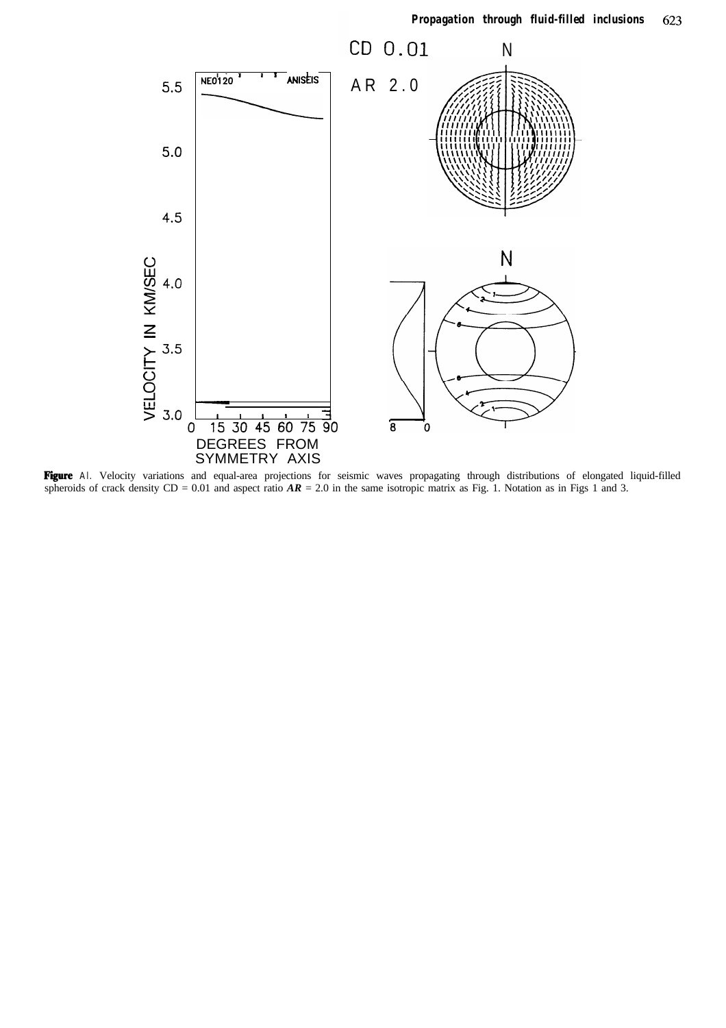CD 0.01

AR 2.0

N

NE0120

ANISEIS

5.5

5.0

4.5

4.0

3.5

3.0

VELOCITY IN KM/SEC

0 15 30 45 60 75 90

DEGREES FROM SYMMETRY AXIS

N

8 0

**Figure** A1. Velocity variations and equal-area projections for seismic waves propagating through distributions of elongated liquid-filled spheroids of crack density CD = 0.01 and aspect ratio ***AR*** = 2.0 in the same isotropic matrix as Fig. 1. Notation as in Figs 1 and 3.